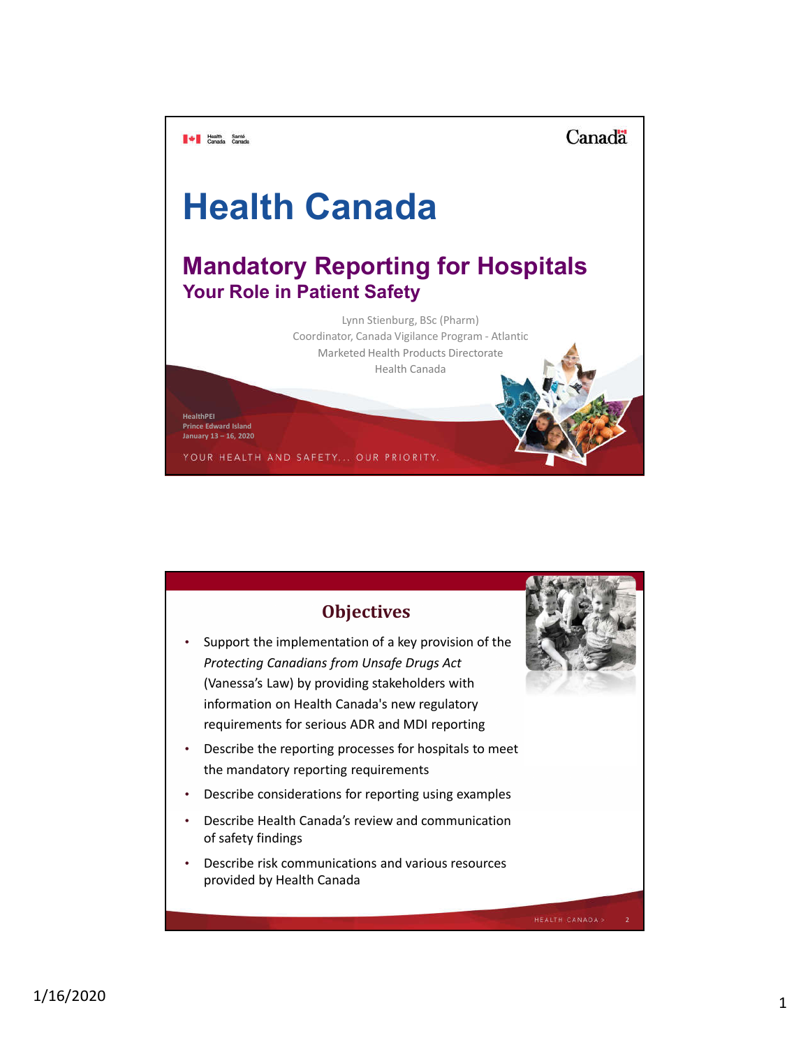Health Canada Santé Canada

Canada

# Health Canada

## Mandatory Reporting for Hospitals

### Your Role in Patient Safety

Lynn Stienburg, BSc (Pharm)
Coordinator, Canada Vigilance Program - Atlantic
Marketed Health Products Directorate
Health Canada

HealthPEI
Prince Edward Island
January 13 – 16, 2020

YOUR HEALTH AND SAFETY... OUR PRIORITY.

## Objectives

- Support the implementation of a key provision of the *Protecting Canadians from Unsafe Drugs Act* (Vanessa's Law) by providing stakeholders with information on Health Canada's new regulatory requirements for serious ADR and MDI reporting
- Describe the reporting processes for hospitals to meet the mandatory reporting requirements
- Describe considerations for reporting using examples
- Describe Health Canada's review and communication of safety findings
- Describe risk communications and various resources provided by Health Canada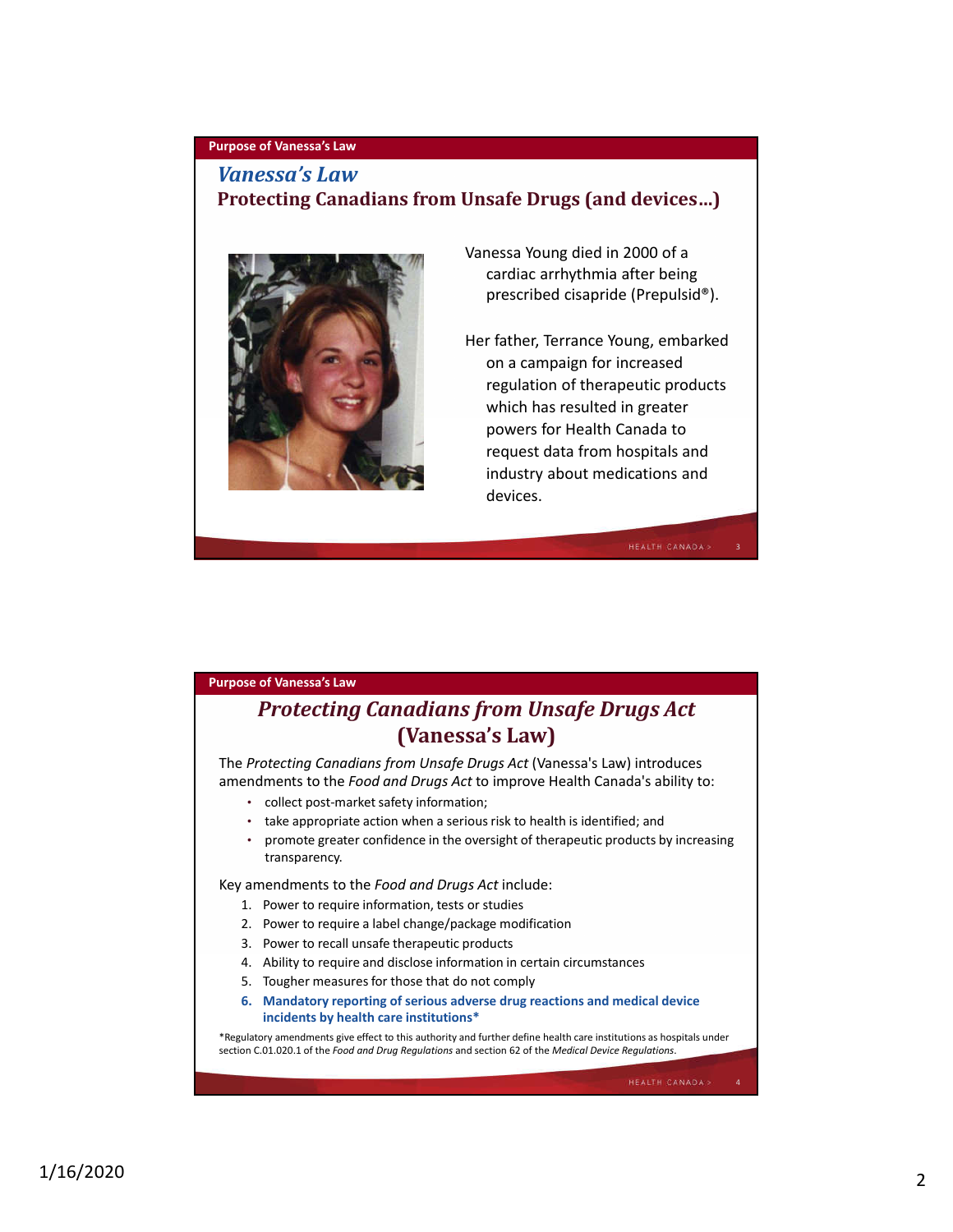**Purpose of Vanessa's Law**

## *Vanessa's Law*

### Protecting Canadians from Unsafe Drugs (and devices…)

Vanessa Young died in 2000 of a cardiac arrhythmia after being prescribed cisapride (Prepulsid®).

Her father, Terrance Young, embarked on a campaign for increased regulation of therapeutic products which has resulted in greater powers for Health Canada to request data from hospitals and industry about medications and devices.

**Purpose of Vanessa's Law**

## *Protecting Canadians from Unsafe Drugs Act* (Vanessa's Law)

The *Protecting Canadians from Unsafe Drugs Act* (Vanessa's Law) introduces amendments to the *Food and Drugs Act* to improve Health Canada's ability to:

- collect post-market safety information;
- take appropriate action when a serious risk to health is identified; and
- promote greater confidence in the oversight of therapeutic products by increasing transparency.

Key amendments to the *Food and Drugs Act* include:

1. Power to require information, tests or studies
2. Power to require a label change/package modification
3. Power to recall unsafe therapeutic products
4. Ability to require and disclose information in certain circumstances
5. Tougher measures for those that do not comply
6. **Mandatory reporting of serious adverse drug reactions and medical device incidents by health care institutions***

*Regulatory amendments give effect to this authority and further define health care institutions as hospitals under section C.01.020.1 of the *Food and Drug Regulations* and section 62 of the *Medical Device Regulations*.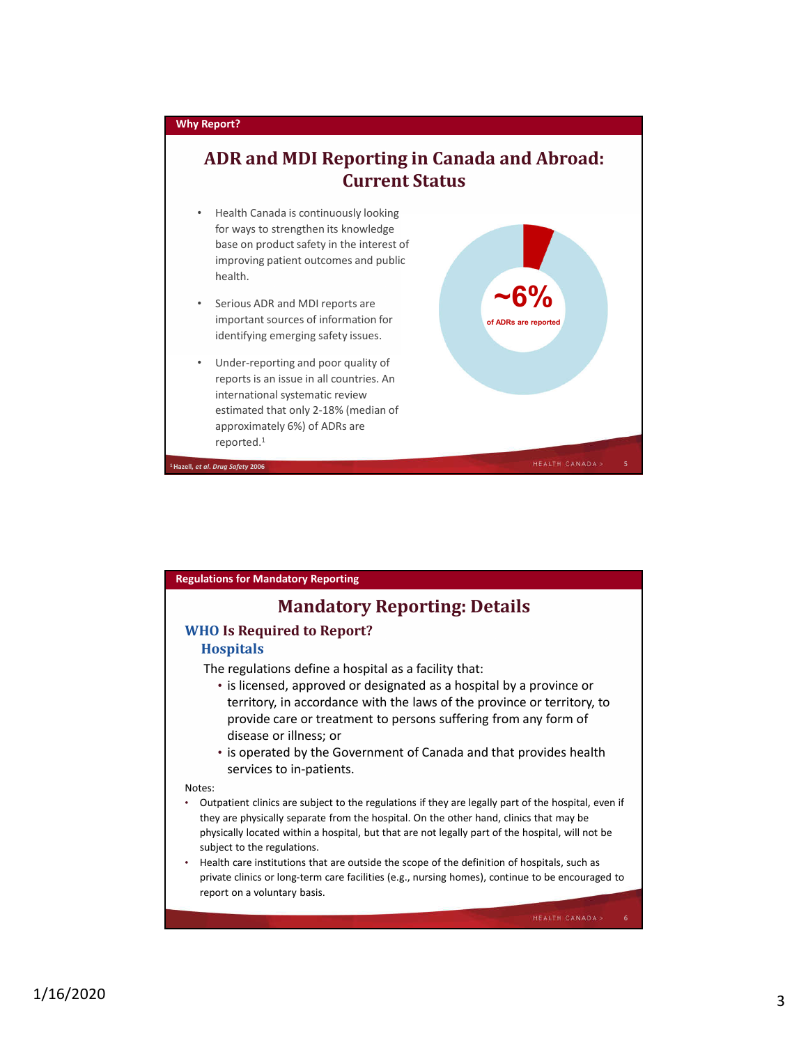**Why Report?**

## ADR and MDI Reporting in Canada and Abroad: Current Status

- Health Canada is continuously looking for ways to strengthen its knowledge base on product safety in the interest of improving patient outcomes and public health.
- Serious ADR and MDI reports are important sources of information for identifying emerging safety issues.
- Under-reporting and poor quality of reports is an issue in all countries. An international systematic review estimated that only 2-18% (median of approximately 6%) of ADRs are reported.[1]

**~6%**

of ADRs are reported

[1] Hazell, *et al. Drug Safety* 2006

---

**Regulations for Mandatory Reporting**

## Mandatory Reporting: Details

### WHO Is Required to Report?

#### Hospitals

The regulations define a hospital as a facility that:

- is licensed, approved or designated as a hospital by a province or territory, in accordance with the laws of the province or territory, to provide care or treatment to persons suffering from any form of disease or illness; or
- is operated by the Government of Canada and that provides health services to in-patients.

Notes:

- Outpatient clinics are subject to the regulations if they are legally part of the hospital, even if they are physically separate from the hospital. On the other hand, clinics that may be physically located within a hospital, but that are not legally part of the hospital, will not be subject to the regulations.
- Health care institutions that are outside the scope of the definition of hospitals, such as private clinics or long-term care facilities (e.g., nursing homes), continue to be encouraged to report on a voluntary basis.

1/16/2020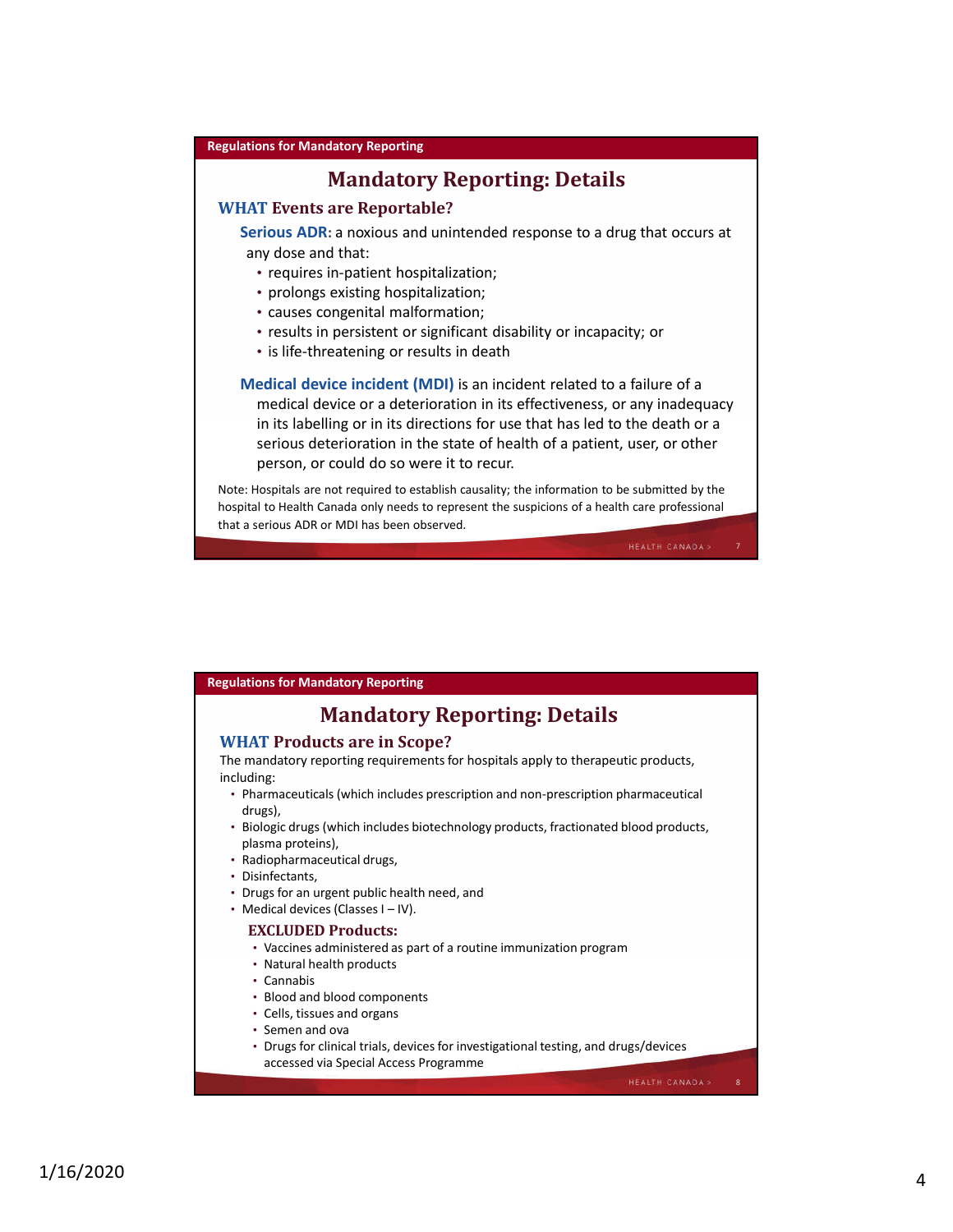Regulations for Mandatory Reporting

## Mandatory Reporting: Details

### WHAT Events are Reportable?

**Serious ADR:** a noxious and unintended response to a drug that occurs at any dose and that:

- requires in-patient hospitalization;
- prolongs existing hospitalization;
- causes congenital malformation;
- results in persistent or significant disability or incapacity; or
- is life-threatening or results in death

**Medical device incident (MDI)** is an incident related to a failure of a medical device or a deterioration in its effectiveness, or any inadequacy in its labelling or in its directions for use that has led to the death or a serious deterioration in the state of health of a patient, user, or other person, or could do so were it to recur.

Note: Hospitals are not required to establish causality; the information to be submitted by the hospital to Health Canada only needs to represent the suspicions of a health care professional that a serious ADR or MDI has been observed.

Regulations for Mandatory Reporting

## Mandatory Reporting: Details

### WHAT Products are in Scope?

The mandatory reporting requirements for hospitals apply to therapeutic products, including:

- Pharmaceuticals (which includes prescription and non-prescription pharmaceutical drugs),
- Biologic drugs (which includes biotechnology products, fractionated blood products, plasma proteins),
- Radiopharmaceutical drugs,
- Disinfectants,
- Drugs for an urgent public health need, and
- Medical devices (Classes I – IV).

**EXCLUDED Products:**

- Vaccines administered as part of a routine immunization program
- Natural health products
- Cannabis
- Blood and blood components
- Cells, tissues and organs
- Semen and ova
- Drugs for clinical trials, devices for investigational testing, and drugs/devices accessed via Special Access Programme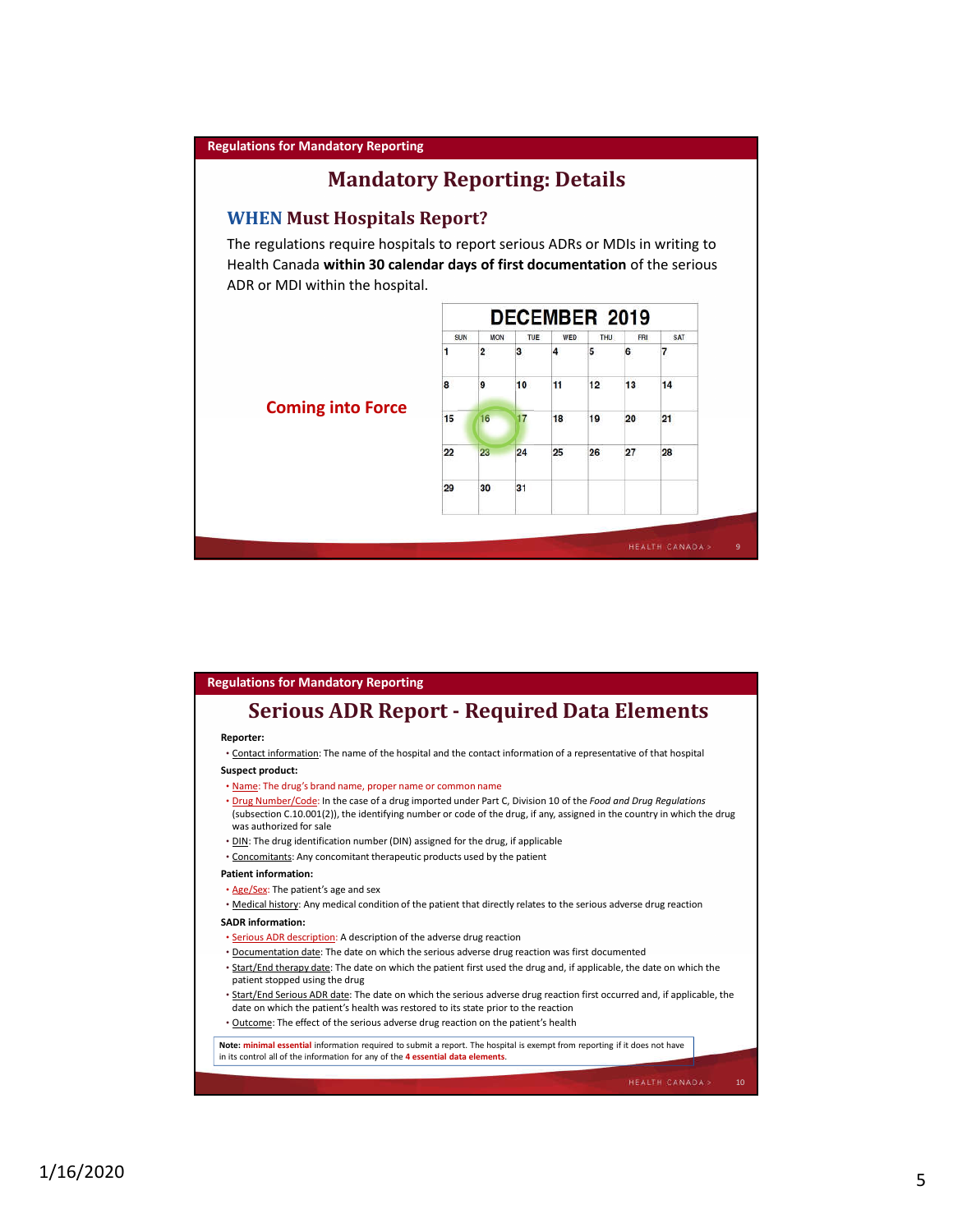## Regulations for Mandatory Reporting

# Mandatory Reporting: Details

### WHEN Must Hospitals Report?

The regulations require hospitals to report serious ADRs or MDIs in writing to Health Canada **within 30 calendar days of first documentation** of the serious ADR or MDI within the hospital.

**Coming into Force**

**DECEMBER 2019**

| SUN | MON | TUE | WED | THU | FRI | SAT |
|---|---|---|---|---|---|---|
| 1 | 2 | 3 | 4 | 5 | 6 | 7 |
| 8 | 9 | 10 | 11 | 12 | 13 | 14 |
| 15 | 16 | 17 | 18 | 19 | 20 | 21 |
| 22 | 23 | 24 | 25 | 26 | 27 | 28 |
| 29 | 30 | 31 | | | | |

---

## Regulations for Mandatory Reporting

# Serious ADR Report - Required Data Elements

**Reporter:**

- Contact information: The name of the hospital and the contact information of a representative of that hospital

**Suspect product:**

- Name: The drug's brand name, proper name or common name
- Drug Number/Code: In the case of a drug imported under Part C, Division 10 of the *Food and Drug Regulations* (subsection C.10.001(2)), the identifying number or code of the drug, if any, assigned in the country in which the drug was authorized for sale
- DIN: The drug identification number (DIN) assigned for the drug, if applicable
- Concomitants: Any concomitant therapeutic products used by the patient

**Patient information:**

- Age/Sex: The patient's age and sex
- Medical history: Any medical condition of the patient that directly relates to the serious adverse drug reaction

**SADR information:**

- Serious ADR description: A description of the adverse drug reaction
- Documentation date: The date on which the serious adverse drug reaction was first documented
- Start/End therapy date: The date on which the patient first used the drug and, if applicable, the date on which the patient stopped using the drug
- Start/End Serious ADR date: The date on which the serious adverse drug reaction first occurred and, if applicable, the date on which the patient's health was restored to its state prior to the reaction
- Outcome: The effect of the serious adverse drug reaction on the patient's health

**Note:** minimal essential information required to submit a report. The hospital is exempt from reporting if it does not have in its control all of the information for any of the **4 essential data elements**.

1/16/2020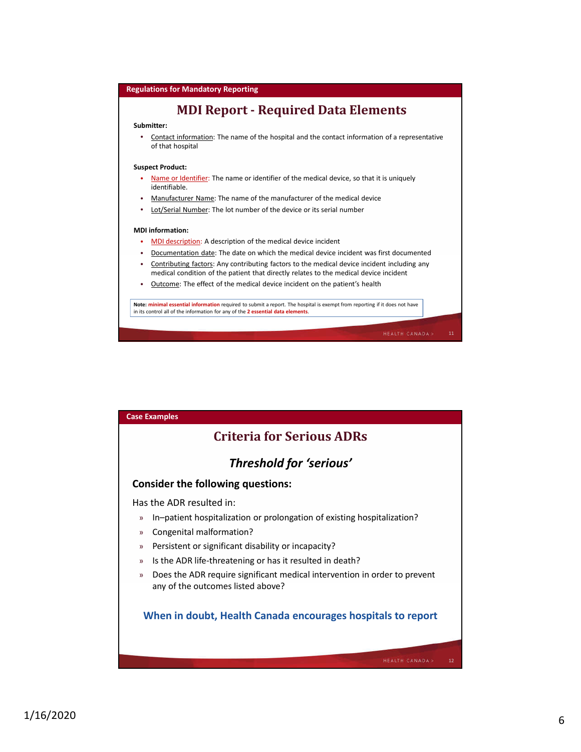**Regulations for Mandatory Reporting**

## MDI Report - Required Data Elements

**Submitter:**

- Contact information: The name of the hospital and the contact information of a representative of that hospital

**Suspect Product:**

- Name or Identifier: The name or identifier of the medical device, so that it is uniquely identifiable.
- Manufacturer Name: The name of the manufacturer of the medical device
- Lot/Serial Number: The lot number of the device or its serial number

**MDI information:**

- MDI description: A description of the medical device incident
- Documentation date: The date on which the medical device incident was first documented
- Contributing factors: Any contributing factors to the medical device incident including any medical condition of the patient that directly relates to the medical device incident
- Outcome: The effect of the medical device incident on the patient's health

**Note:** **minimal essential information** required to submit a report. The hospital is exempt from reporting if it does not have in its control all of the information for any of the **2 essential data elements**.

**Case Examples**

## Criteria for Serious ADRs

### *Threshold for 'serious'*

**Consider the following questions:**

Has the ADR resulted in:

- In–patient hospitalization or prolongation of existing hospitalization?
- Congenital malformation?
- Persistent or significant disability or incapacity?
- Is the ADR life-threatening or has it resulted in death?
- Does the ADR require significant medical intervention in order to prevent any of the outcomes listed above?

**When in doubt, Health Canada encourages hospitals to report**

1/16/2020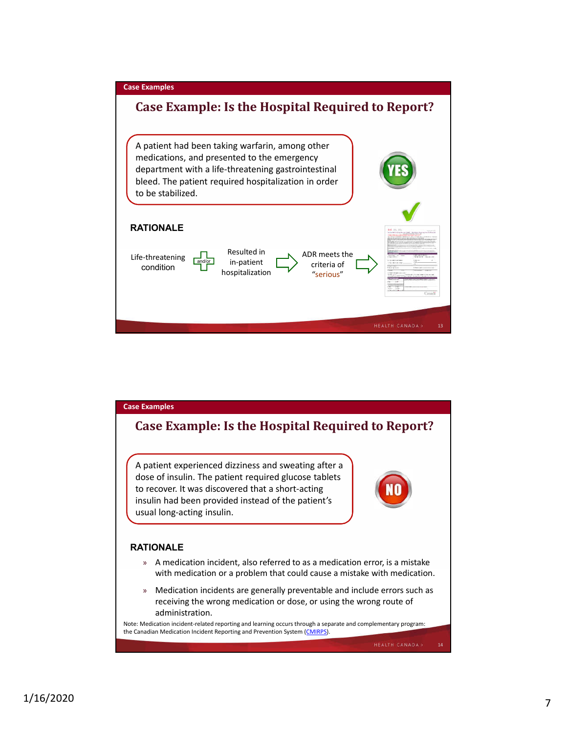Case Examples

## Case Example: Is the Hospital Required to Report?

A patient had been taking warfarin, among other medications, and presented to the emergency department with a life-threatening gastrointestinal bleed. The patient required hospitalization in order to be stabilized.

YES

### RATIONALE

Life-threatening condition + (and/or) Resulted in in-patient hospitalization → ADR meets the criteria of "serious" →

---

Case Examples

## Case Example: Is the Hospital Required to Report?

A patient experienced dizziness and sweating after a dose of insulin. The patient required glucose tablets to recover. It was discovered that a short-acting insulin had been provided instead of the patient's usual long-acting insulin.

NO

### RATIONALE

- A medication incident, also referred to as a medication error, is a mistake with medication or a problem that could cause a mistake with medication.
- Medication incidents are generally preventable and include errors such as receiving the wrong medication or dose, or using the wrong route of administration.

Note: Medication incident-related reporting and learning occurs through a separate and complementary program: the Canadian Medication Incident Reporting and Prevention System (CMIRPS).

1/16/2020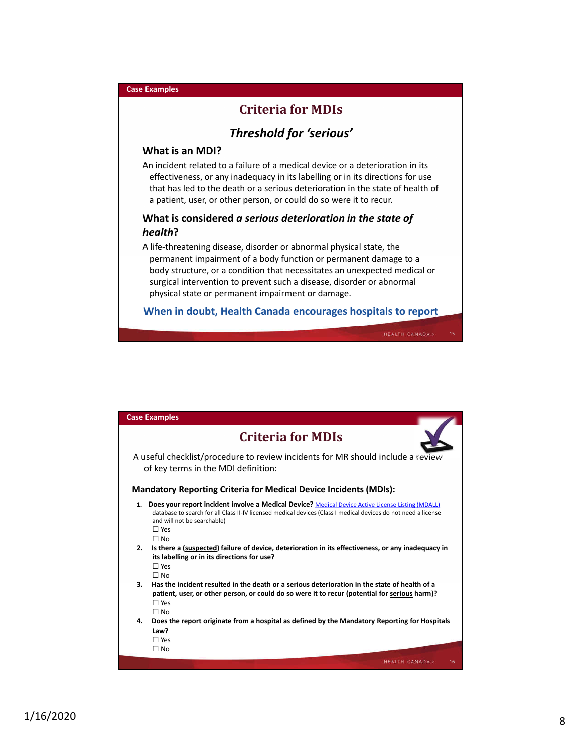Case Examples

## Criteria for MDIs

### *Threshold for 'serious'*

**What is an MDI?**

An incident related to a failure of a medical device or a deterioration in its effectiveness, or any inadequacy in its labelling or in its directions for use that has led to the death or a serious deterioration in the state of health of a patient, user, or other person, or could do so were it to recur.

**What is considered *a serious deterioration in the state of health*?**

A life-threatening disease, disorder or abnormal physical state, the permanent impairment of a body function or permanent damage to a body structure, or a condition that necessitates an unexpected medical or surgical intervention to prevent such a disease, disorder or abnormal physical state or permanent impairment or damage.

**When in doubt, Health Canada encourages hospitals to report**

Case Examples

## Criteria for MDIs

A useful checklist/procedure to review incidents for MR should include a review of key terms in the MDI definition:

**Mandatory Reporting Criteria for Medical Device Incidents (MDIs):**

1. **Does your report incident involve a Medical Device?** Medical Device Active License Listing (MDALL) database to search for all Class II-IV licensed medical devices (Class I medical devices do not need a license and will not be searchable)
   ☐ Yes
   ☐ No
2. **Is there a (suspected) failure of device, deterioration in its effectiveness, or any inadequacy in its labelling or in its directions for use?**
   ☐ Yes
   ☐ No
3. **Has the incident resulted in the death or a serious deterioration in the state of health of a patient, user, or other person, or could do so were it to recur (potential for serious harm)?**
   ☐ Yes
   ☐ No
4. **Does the report originate from a hospital as defined by the Mandatory Reporting for Hospitals Law?**
   ☐ Yes
   ☐ No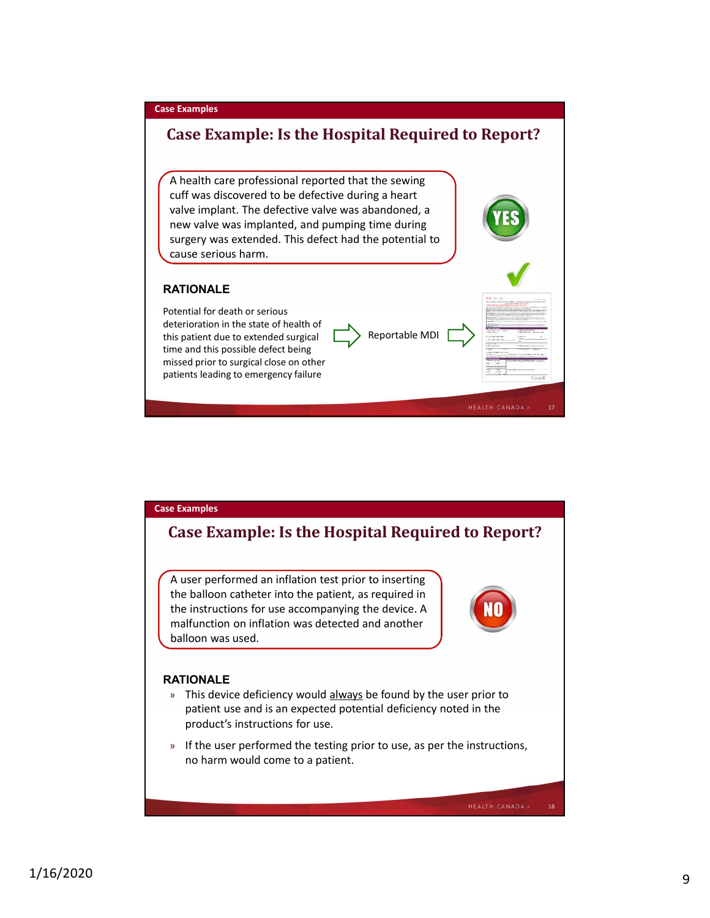Case Examples

## Case Example: Is the Hospital Required to Report?

A health care professional reported that the sewing cuff was discovered to be defective during a heart valve implant. The defective valve was abandoned, a new valve was implanted, and pumping time during surgery was extended. This defect had the potential to cause serious harm.

YES

### RATIONALE

Potential for death or serious deterioration in the state of health of this patient due to extended surgical time and this possible defect being missed prior to surgical close on other patients leading to emergency failure → Reportable MDI →

Case Examples

## Case Example: Is the Hospital Required to Report?

A user performed an inflation test prior to inserting the balloon catheter into the patient, as required in the instructions for use accompanying the device. A malfunction on inflation was detected and another balloon was used.

NO

### RATIONALE

- This device deficiency would always be found by the user prior to patient use and is an expected potential deficiency noted in the product's instructions for use.
- If the user performed the testing prior to use, as per the instructions, no harm would come to a patient.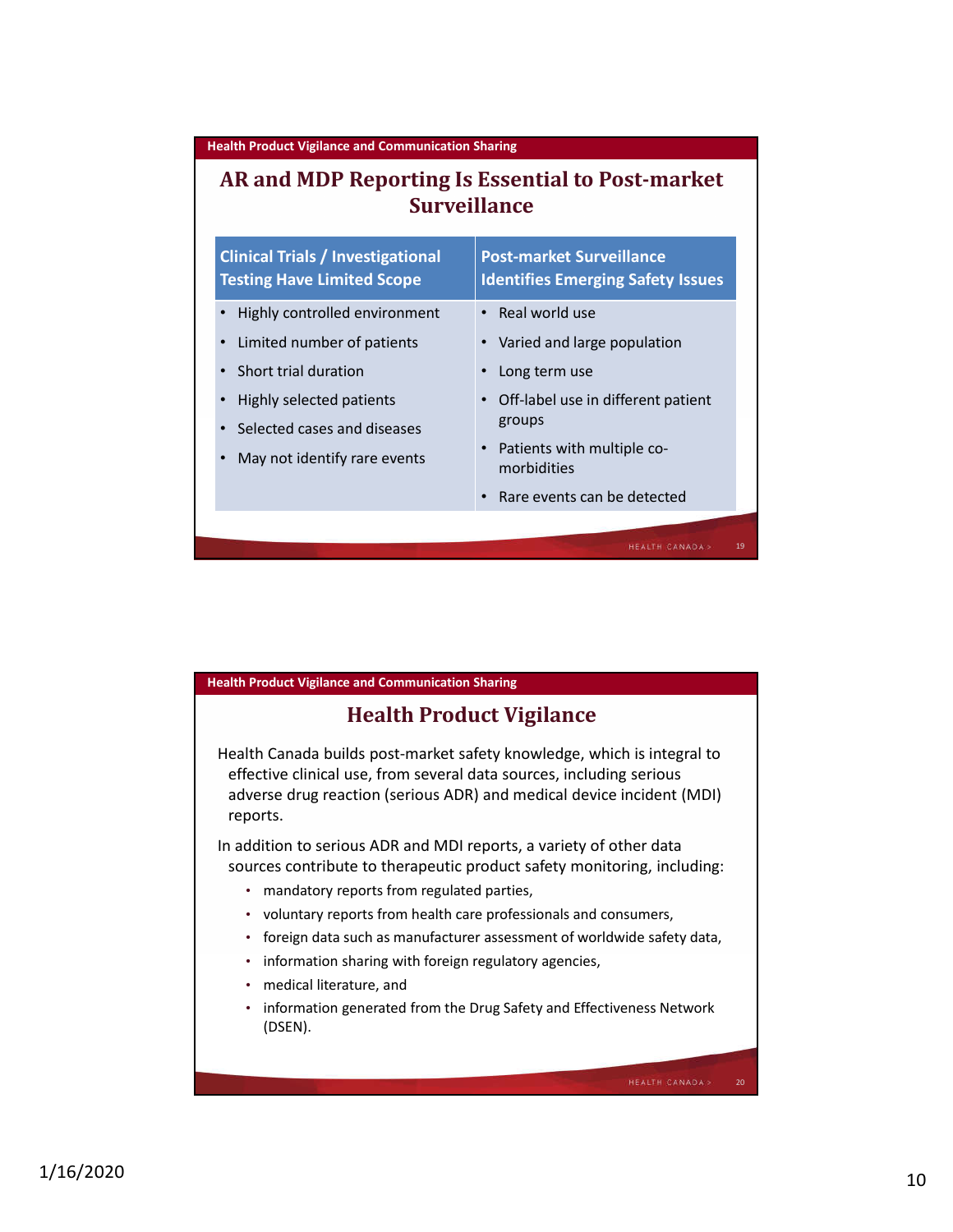## AR and MDP Reporting Is Essential to Post-market Surveillance

| Clinical Trials / Investigational Testing Have Limited Scope | Post-market Surveillance Identifies Emerging Safety Issues |
|---|---|
| • Highly controlled environment<br>• Limited number of patients<br>• Short trial duration<br>• Highly selected patients<br>• Selected cases and diseases<br>• May not identify rare events | • Real world use<br>• Varied and large population<br>• Long term use<br>• Off-label use in different patient groups<br>• Patients with multiple co-morbidities<br>• Rare events can be detected |

## Health Product Vigilance

Health Canada builds post-market safety knowledge, which is integral to effective clinical use, from several data sources, including serious adverse drug reaction (serious ADR) and medical device incident (MDI) reports.

In addition to serious ADR and MDI reports, a variety of other data sources contribute to therapeutic product safety monitoring, including:

- mandatory reports from regulated parties,
- voluntary reports from health care professionals and consumers,
- foreign data such as manufacturer assessment of worldwide safety data,
- information sharing with foreign regulatory agencies,
- medical literature, and
- information generated from the Drug Safety and Effectiveness Network (DSEN).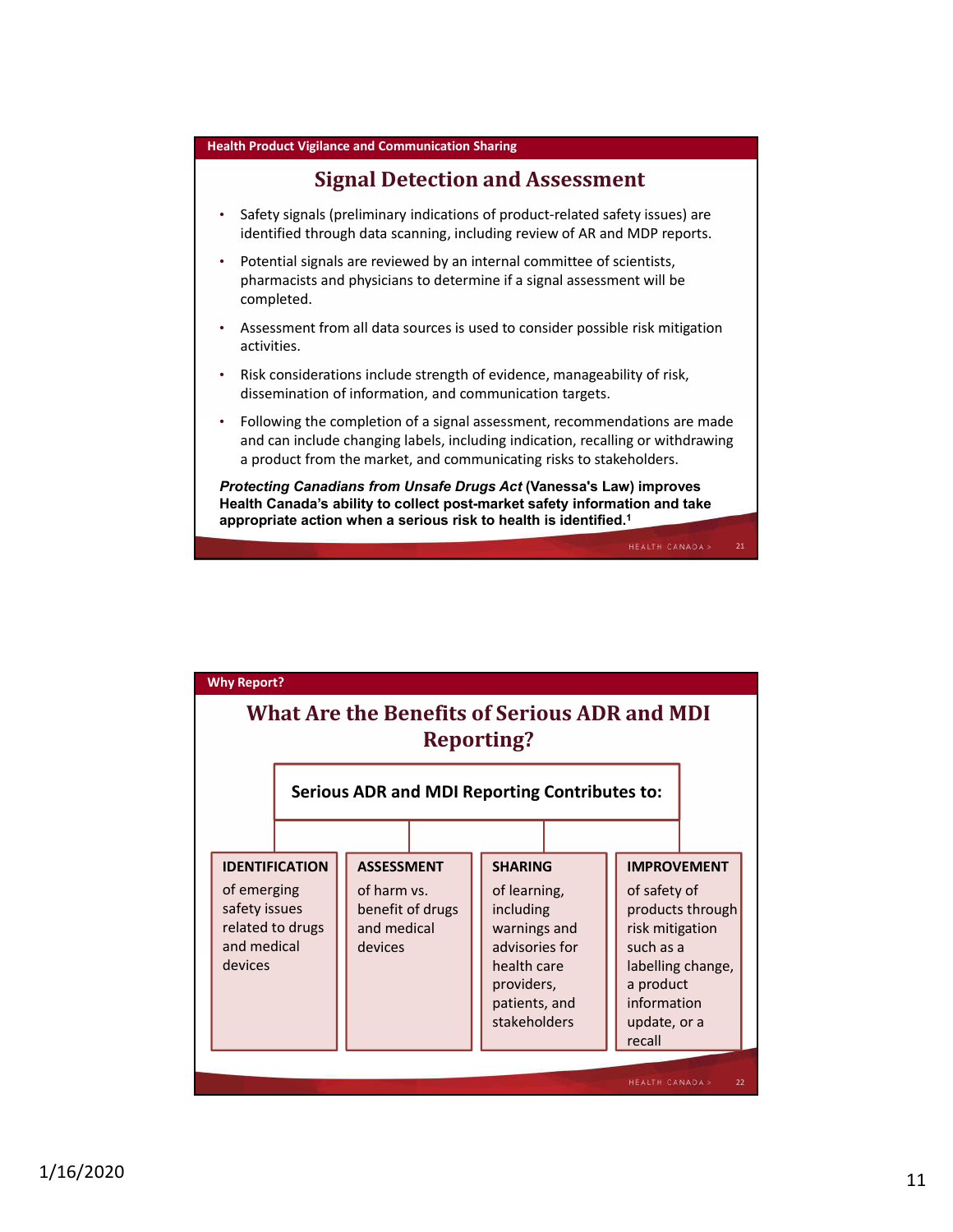Health Product Vigilance and Communication Sharing

## Signal Detection and Assessment

- Safety signals (preliminary indications of product-related safety issues) are identified through data scanning, including review of AR and MDP reports.
- Potential signals are reviewed by an internal committee of scientists, pharmacists and physicians to determine if a signal assessment will be completed.
- Assessment from all data sources is used to consider possible risk mitigation activities.
- Risk considerations include strength of evidence, manageability of risk, dissemination of information, and communication targets.
- Following the completion of a signal assessment, recommendations are made and can include changing labels, including indication, recalling or withdrawing a product from the market, and communicating risks to stakeholders.

***Protecting Canadians from Unsafe Drugs Act*** **(Vanessa's Law) improves Health Canada's ability to collect post-market safety information and take appropriate action when a serious risk to health is identified.[1]**

Why Report?

## What Are the Benefits of Serious ADR and MDI Reporting?

**Serious ADR and MDI Reporting Contributes to:**

- **IDENTIFICATION** of emerging safety issues related to drugs and medical devices
- **ASSESSMENT** of harm vs. benefit of drugs and medical devices
- **SHARING** of learning, including warnings and advisories for health care providers, patients, and stakeholders
- **IMPROVEMENT** of safety of products through risk mitigation such as a labelling change, a product information update, or a recall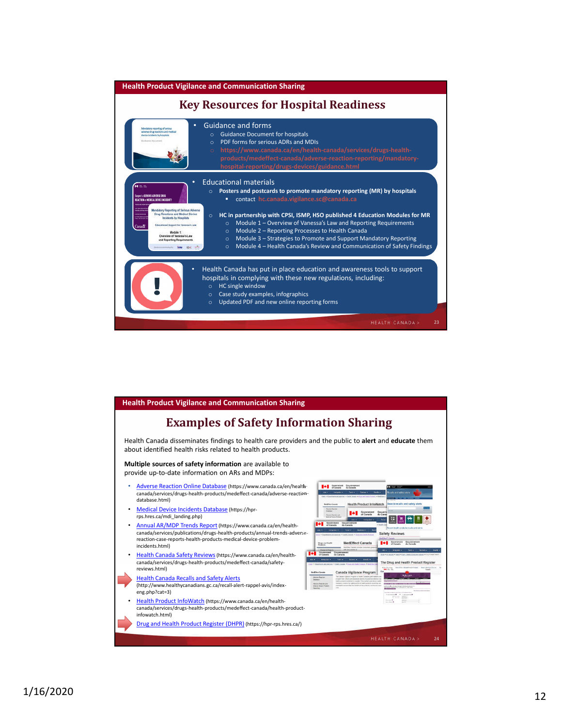Health Product Vigilance and Communication Sharing

## Key Resources for Hospital Readiness

- Guidance and forms
  - Guidance Document for hospitals
  - PDF forms for serious ADRs and MDIs
  - https://www.canada.ca/en/health-canada/services/drugs-health-products/medeffect-canada/adverse-reaction-reporting/mandatory-hospital-reporting/drugs-devices/guidance.html

- Educational materials
  - **Posters and postcards to promote mandatory reporting (MR) by hospitals**
    - contact hc.canada.vigilance.sc@canada.ca
  - **HC in partnership with CPSI, ISMP, HSO published 4 Education Modules for MR**
    - Module 1 – Overview of Vanessa's Law and Reporting Requirements
    - Module 2 – Reporting Processes to Health Canada
    - Module 3 – Strategies to Promote and Support Mandatory Reporting
    - Module 4 – Health Canada's Review and Communication of Safety Findings

- Health Canada has put in place education and awareness tools to support hospitals in complying with these new regulations, including:
  - HC single window
  - Case study examples, infographics
  - Updated PDF and new online reporting forms

Health Product Vigilance and Communication Sharing

## Examples of Safety Information Sharing

Health Canada disseminates findings to health care providers and the public to **alert** and **educate** them about identified health risks related to health products.

**Multiple sources of safety information** are available to provide up-to-date information on ARs and MDPs:

- Adverse Reaction Online Database (https://www.canada.ca/en/health-canada/services/drugs-health-products/medeffect-canada/adverse-reaction-database.html)
- Medical Device Incidents Database (https://hpr-rps.hres.ca/mdi_landing.php)
- Annual AR/MDP Trends Report (https://www.canada.ca/en/health-canada/services/publications/drugs-health-products/annual-trends-adverse-reaction-case-reports-health-products-medical-device-problem-incidents.html)
- Health Canada Safety Reviews (https://www.canada.ca/en/health-canada/services/drugs-health-products/medeffect-canada/safety-reviews.html)
- Health Canada Recalls and Safety Alerts (http://www.healthycanadians.gc.ca/recall-alert-rappel-avis/index-eng.php?cat=3)
- Health Product InfoWatch (https://www.canada.ca/en/health-canada/services/drugs-health-products/medeffect-canada/health-product-infowatch.html)
- Drug and Health Product Register (DHPR) (https://hpr-rps.hres.ca/)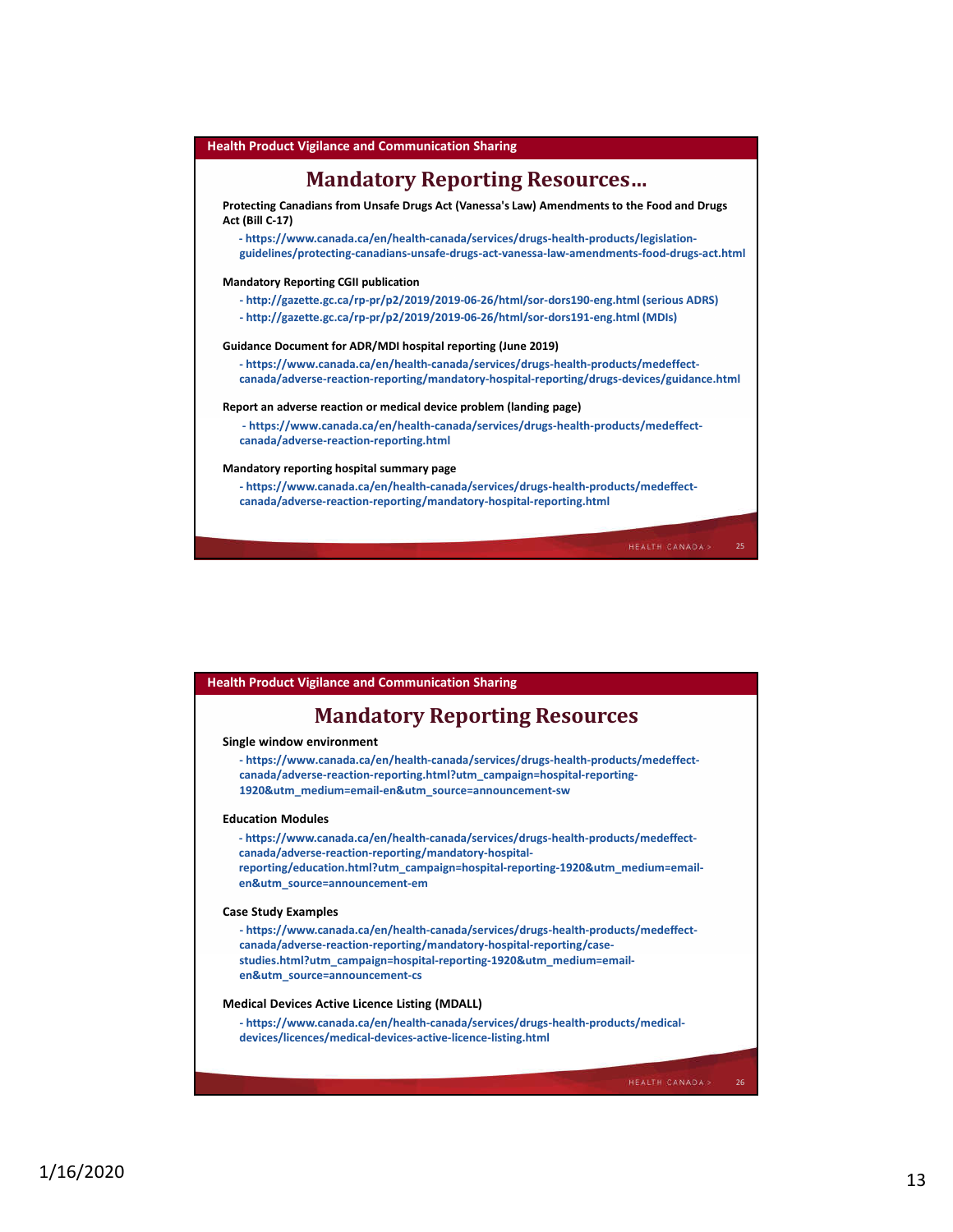Health Product Vigilance and Communication Sharing

## Mandatory Reporting Resources…

**Protecting Canadians from Unsafe Drugs Act (Vanessa's Law) Amendments to the Food and Drugs Act (Bill C-17)**

- https://www.canada.ca/en/health-canada/services/drugs-health-products/legislation-guidelines/protecting-canadians-unsafe-drugs-act-vanessa-law-amendments-food-drugs-act.html

**Mandatory Reporting CGII publication**

- http://gazette.gc.ca/rp-pr/p2/2019/2019-06-26/html/sor-dors190-eng.html (serious ADRS)
- http://gazette.gc.ca/rp-pr/p2/2019/2019-06-26/html/sor-dors191-eng.html (MDIs)

**Guidance Document for ADR/MDI hospital reporting (June 2019)**

- https://www.canada.ca/en/health-canada/services/drugs-health-products/medeffect-canada/adverse-reaction-reporting/mandatory-hospital-reporting/drugs-devices/guidance.html

**Report an adverse reaction or medical device problem (landing page)**

- https://www.canada.ca/en/health-canada/services/drugs-health-products/medeffect-canada/adverse-reaction-reporting.html

**Mandatory reporting hospital summary page**

- https://www.canada.ca/en/health-canada/services/drugs-health-products/medeffect-canada/adverse-reaction-reporting/mandatory-hospital-reporting.html

HEALTH CANADA > 25

Health Product Vigilance and Communication Sharing

## Mandatory Reporting Resources

**Single window environment**

- https://www.canada.ca/en/health-canada/services/drugs-health-products/medeffect-canada/adverse-reaction-reporting.html?utm_campaign=hospital-reporting-1920&utm_medium=email-en&utm_source=announcement-sw

**Education Modules**

- https://www.canada.ca/en/health-canada/services/drugs-health-products/medeffect-canada/adverse-reaction-reporting/mandatory-hospital-reporting/education.html?utm_campaign=hospital-reporting-1920&utm_medium=email-en&utm_source=announcement-em

**Case Study Examples**

- https://www.canada.ca/en/health-canada/services/drugs-health-products/medeffect-canada/adverse-reaction-reporting/mandatory-hospital-reporting/case-studies.html?utm_campaign=hospital-reporting-1920&utm_medium=email-en&utm_source=announcement-cs

**Medical Devices Active Licence Listing (MDALL)**

- https://www.canada.ca/en/health-canada/services/drugs-health-products/medical-devices/licences/medical-devices-active-licence-listing.html

HEALTH CANADA > 26

1/16/2020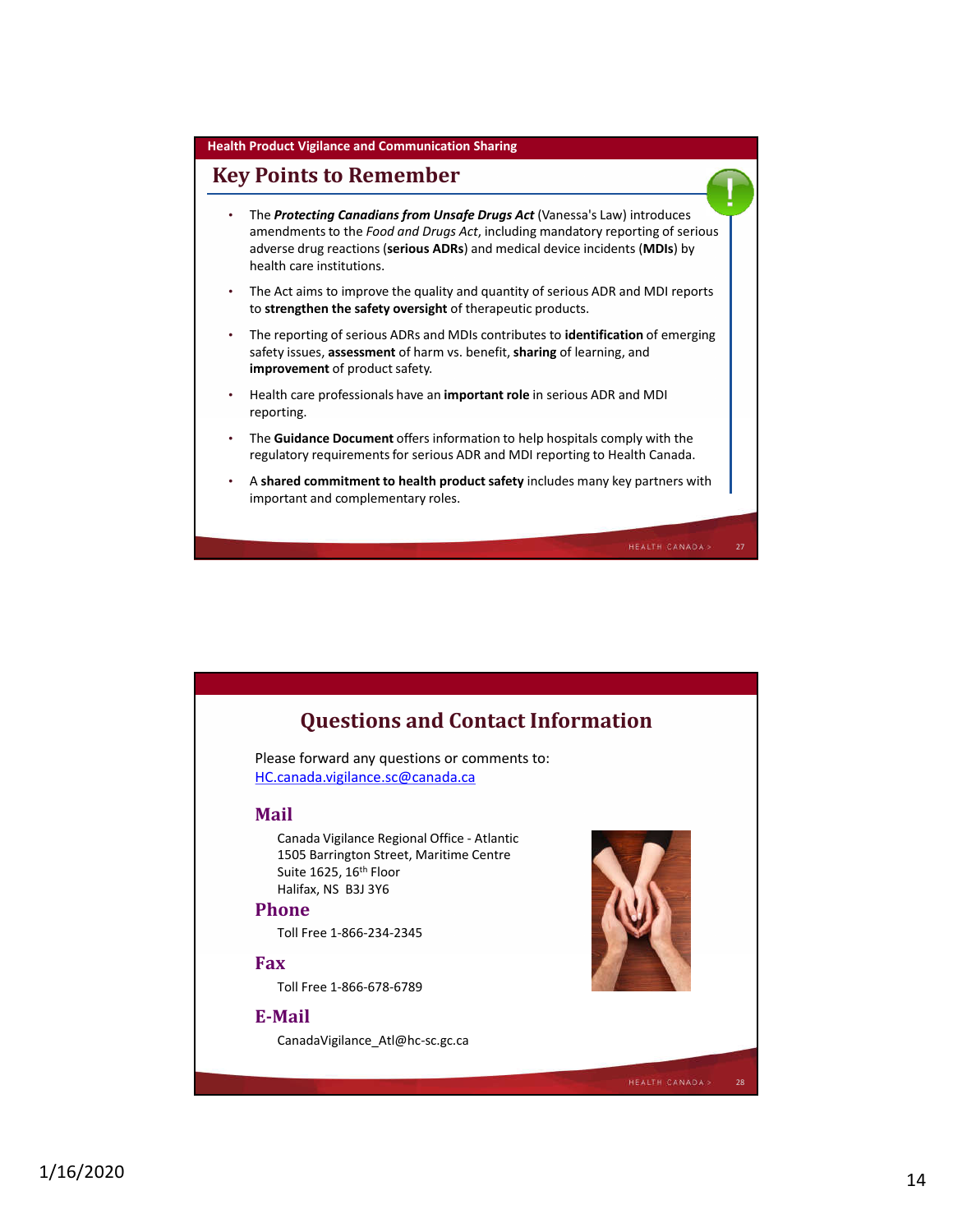Health Product Vigilance and Communication Sharing

## Key Points to Remember

- The ***Protecting Canadians from Unsafe Drugs Act*** (Vanessa's Law) introduces amendments to the *Food and Drugs Act*, including mandatory reporting of serious adverse drug reactions (**serious ADRs**) and medical device incidents (**MDIs**) by health care institutions.
- The Act aims to improve the quality and quantity of serious ADR and MDI reports to **strengthen the safety oversight** of therapeutic products.
- The reporting of serious ADRs and MDIs contributes to **identification** of emerging safety issues, **assessment** of harm vs. benefit, **sharing** of learning, and **improvement** of product safety.
- Health care professionals have an **important role** in serious ADR and MDI reporting.
- The **Guidance Document** offers information to help hospitals comply with the regulatory requirements for serious ADR and MDI reporting to Health Canada.
- A **shared commitment to health product safety** includes many key partners with important and complementary roles.

## Questions and Contact Information

Please forward any questions or comments to:
HC.canada.vigilance.sc@canada.ca

### Mail

Canada Vigilance Regional Office - Atlantic
1505 Barrington Street, Maritime Centre
Suite 1625, 16th Floor
Halifax, NS B3J 3Y6

### Phone

Toll Free 1-866-234-2345

### Fax

Toll Free 1-866-678-6789

### E-Mail

CanadaVigilance_Atl@hc-sc.gc.ca